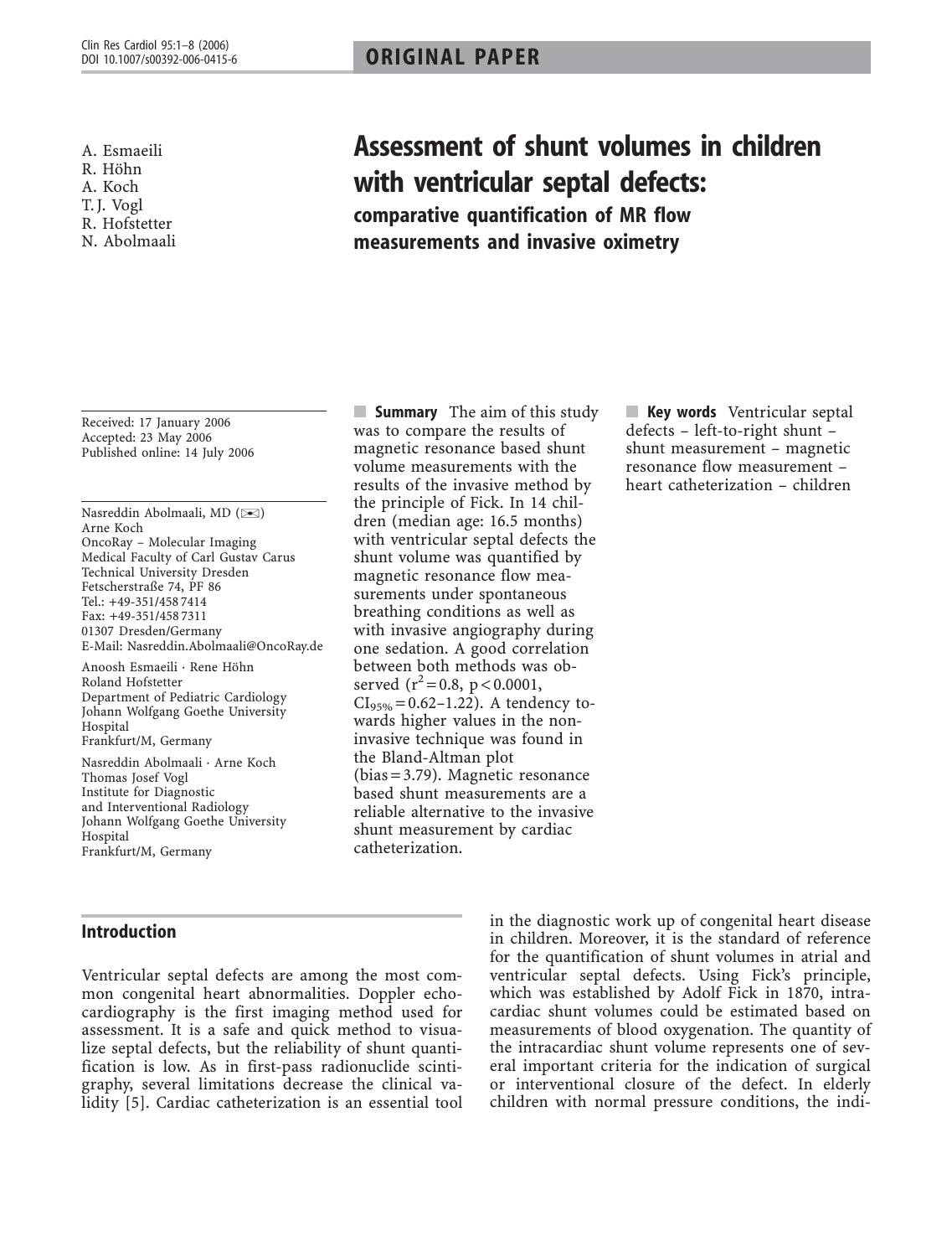**ORIGINAL PAPER**

A. Esmaeili
R. Höhn
A. Koch
T. J. Vogl
R. Hofstetter
N. Abolmaali

# Assessment of shunt volumes in children with ventricular septal defects:

## comparative quantification of MR flow measurements and invasive oximetry

Received: 17 January 2006
Accepted: 23 May 2006
Published online: 14 July 2006

Nasreddin Abolmaali, MD (✉)
Arne Koch
OncoRay – Molecular Imaging
Medical Faculty of Carl Gustav Carus
Technical University Dresden
Fetscherstraße 74, PF 86
Tel.: +49-351/458 7414
Fax: +49-351/458 7311
01307 Dresden/Germany
E-Mail: Nasreddin.Abolmaali@OncoRay.de

Anoosh Esmaeili · Rene Höhn
Roland Hofstetter
Department of Pediatric Cardiology
Johann Wolfgang Goethe University Hospital
Frankfurt/M, Germany

Nasreddin Abolmaali · Arne Koch
Thomas Josef Vogl
Institute for Diagnostic and Interventional Radiology
Johann Wolfgang Goethe University Hospital
Frankfurt/M, Germany

**Summary** The aim of this study was to compare the results of magnetic resonance based shunt volume measurements with the results of the invasive method by the principle of Fick. In 14 children (median age: 16.5 months) with ventricular septal defects the shunt volume was quantified by magnetic resonance flow measurements under spontaneous breathing conditions as well as with invasive angiography during one sedation. A good correlation between both methods was observed ($r^2 = 0.8$, $p < 0.0001$, $CI_{95\%} = 0.62–1.22$). A tendency towards higher values in the noninvasive technique was found in the Bland-Altman plot (bias = 3.79). Magnetic resonance based shunt measurements are a reliable alternative to the invasive shunt measurement by cardiac catheterization.

**Key words** Ventricular septal defects – left-to-right shunt – shunt measurement – magnetic resonance flow measurement – heart catheterization – children

## Introduction

Ventricular septal defects are among the most common congenital heart abnormalities. Doppler echocardiography is the first imaging method used for assessment. It is a safe and quick method to visualize septal defects, but the reliability of shunt quantification is low. As in first-pass radionuclide scintigraphy, several limitations decrease the clinical validity [5]. Cardiac catheterization is an essential tool in the diagnostic work up of congenital heart disease in children. Moreover, it is the standard of reference for the quantification of shunt volumes in atrial and ventricular septal defects. Using Fick's principle, which was established by Adolf Fick in 1870, intracardiac shunt volumes could be estimated based on measurements of blood oxygenation. The quantity of the intracardiac shunt volume represents one of several important criteria for the indication of surgical or interventional closure of the defect. In elderly children with normal pressure conditions, the indi-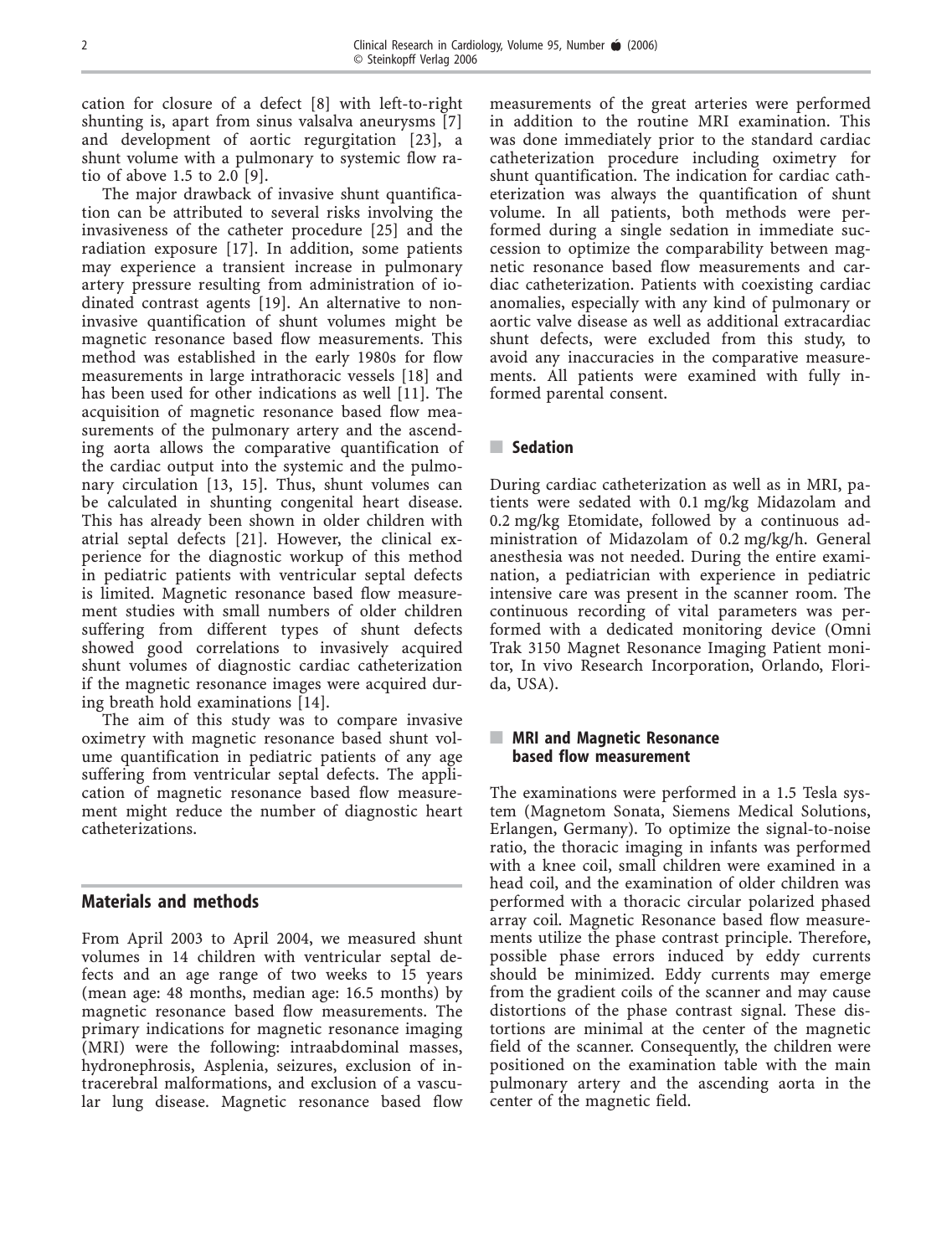cation for closure of a defect [8] with left-to-right shunting is, apart from sinus valsalva aneurysms [7] and development of aortic regurgitation [23], a shunt volume with a pulmonary to systemic flow ratio of above 1.5 to 2.0 [9].

The major drawback of invasive shunt quantification can be attributed to several risks involving the invasiveness of the catheter procedure [25] and the radiation exposure [17]. In addition, some patients may experience a transient increase in pulmonary artery pressure resulting from administration of iodinated contrast agents [19]. An alternative to noninvasive quantification of shunt volumes might be magnetic resonance based flow measurements. This method was established in the early 1980s for flow measurements in large intrathoracic vessels [18] and has been used for other indications as well [11]. The acquisition of magnetic resonance based flow measurements of the pulmonary artery and the ascending aorta allows the comparative quantification of the cardiac output into the systemic and the pulmonary circulation [13, 15]. Thus, shunt volumes can be calculated in shunting congenital heart disease. This has already been shown in older children with atrial septal defects [21]. However, the clinical experience for the diagnostic workup of this method in pediatric patients with ventricular septal defects is limited. Magnetic resonance based flow measurement studies with small numbers of older children suffering from different types of shunt defects showed good correlations to invasively acquired shunt volumes of diagnostic cardiac catheterization if the magnetic resonance images were acquired during breath hold examinations [14].

The aim of this study was to compare invasive oximetry with magnetic resonance based shunt volume quantification in pediatric patients of any age suffering from ventricular septal defects. The application of magnetic resonance based flow measurement might reduce the number of diagnostic heart catheterizations.

## Materials and methods

From April 2003 to April 2004, we measured shunt volumes in 14 children with ventricular septal defects and an age range of two weeks to 15 years (mean age: 48 months, median age: 16.5 months) by magnetic resonance based flow measurements. The primary indications for magnetic resonance imaging (MRI) were the following: intraabdominal masses, hydronephrosis, Asplenia, seizures, exclusion of intracerebral malformations, and exclusion of a vascular lung disease. Magnetic resonance based flow measurements of the great arteries were performed in addition to the routine MRI examination. This was done immediately prior to the standard cardiac catheterization procedure including oximetry for shunt quantification. The indication for cardiac catheterization was always the quantification of shunt volume. In all patients, both methods were performed during a single sedation in immediate succession to optimize the comparability between magnetic resonance based flow measurements and cardiac catheterization. Patients with coexisting cardiac anomalies, especially with any kind of pulmonary or aortic valve disease as well as additional extracardiac shunt defects, were excluded from this study, to avoid any inaccuracies in the comparative measurements. All patients were examined with fully informed parental consent.

### Sedation

During cardiac catheterization as well as in MRI, patients were sedated with 0.1 mg/kg Midazolam and 0.2 mg/kg Etomidate, followed by a continuous administration of Midazolam of 0.2 mg/kg/h. General anesthesia was not needed. During the entire examination, a pediatrician with experience in pediatric intensive care was present in the scanner room. The continuous recording of vital parameters was performed with a dedicated monitoring device (Omni Trak 3150 Magnet Resonance Imaging Patient monitor, In vivo Research Incorporation, Orlando, Florida, USA).

### MRI and Magnetic Resonance based flow measurement

The examinations were performed in a 1.5 Tesla system (Magnetom Sonata, Siemens Medical Solutions, Erlangen, Germany). To optimize the signal-to-noise ratio, the thoracic imaging in infants was performed with a knee coil, small children were examined in a head coil, and the examination of older children was performed with a thoracic circular polarized phased array coil. Magnetic Resonance based flow measurements utilize the phase contrast principle. Therefore, possible phase errors induced by eddy currents should be minimized. Eddy currents may emerge from the gradient coils of the scanner and may cause distortions of the phase contrast signal. These distortions are minimal at the center of the magnetic field of the scanner. Consequently, the children were positioned on the examination table with the main pulmonary artery and the ascending aorta in the center of the magnetic field.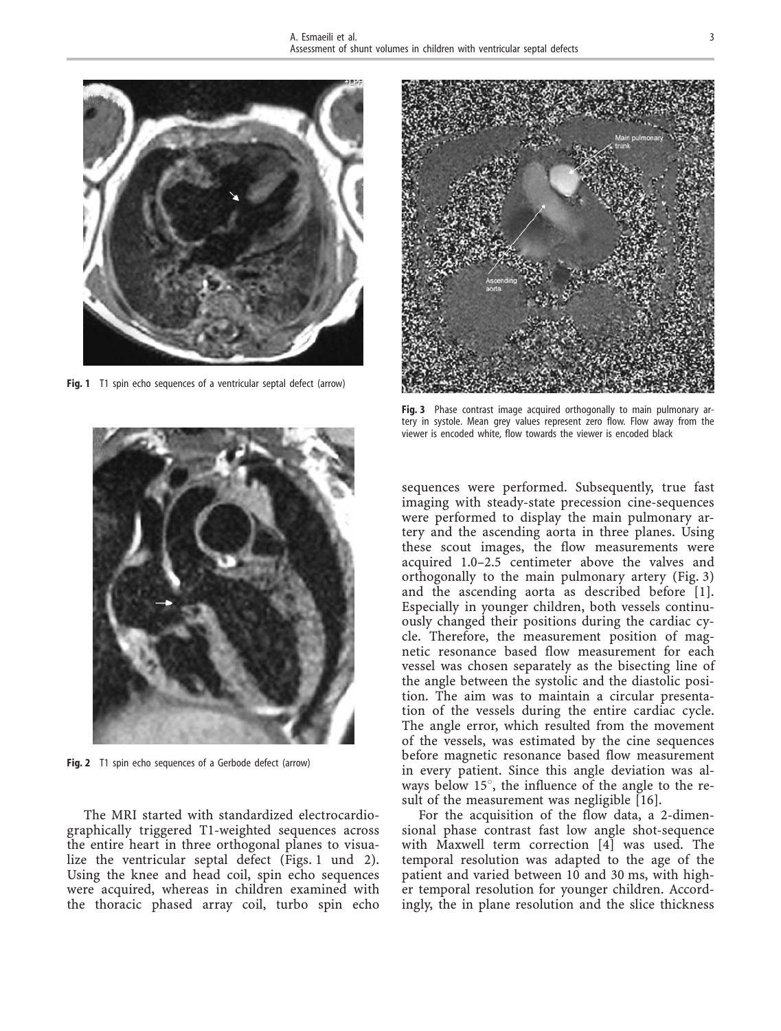**Fig. 1** T1 spin echo sequences of a ventricular septal defect (arrow)

**Fig. 2** T1 spin echo sequences of a Gerbode defect (arrow)

The MRI started with standardized electrocardiographically triggered T1-weighted sequences across the entire heart in three orthogonal planes to visualize the ventricular septal defect (Figs. 1 und 2). Using the knee and head coil, spin echo sequences were acquired, whereas in children examined with the thoracic phased array coil, turbo spin echo sequences were performed. Subsequently, true fast imaging with steady-state precession cine-sequences were performed to display the main pulmonary artery and the ascending aorta in three planes. Using these scout images, the flow measurements were acquired 1.0–2.5 centimeter above the valves and orthogonally to the main pulmonary artery (Fig. 3) and the ascending aorta as described before [1]. Especially in younger children, both vessels continuously changed their positions during the cardiac cycle. Therefore, the measurement position of magnetic resonance based flow measurement for each vessel was chosen separately as the bisecting line of the angle between the systolic and the diastolic position. The aim was to maintain a circular presentation of the vessels during the entire cardiac cycle. The angle error, which resulted from the movement of the vessels, was estimated by the cine sequences before magnetic resonance based flow measurement in every patient. Since this angle deviation was always below $15^{\circ}$, the influence of the angle to the result of the measurement was negligible [16].

**Fig. 3** Phase contrast image acquired orthogonally to main pulmonary artery in systole. Mean grey values represent zero flow. Flow away from the viewer is encoded white, flow towards the viewer is encoded black

For the acquisition of the flow data, a 2-dimensional phase contrast fast low angle shot-sequence with Maxwell term correction [4] was used. The temporal resolution was adapted to the age of the patient and varied between 10 and 30 ms, with higher temporal resolution for younger children. Accordingly, the in plane resolution and the slice thickness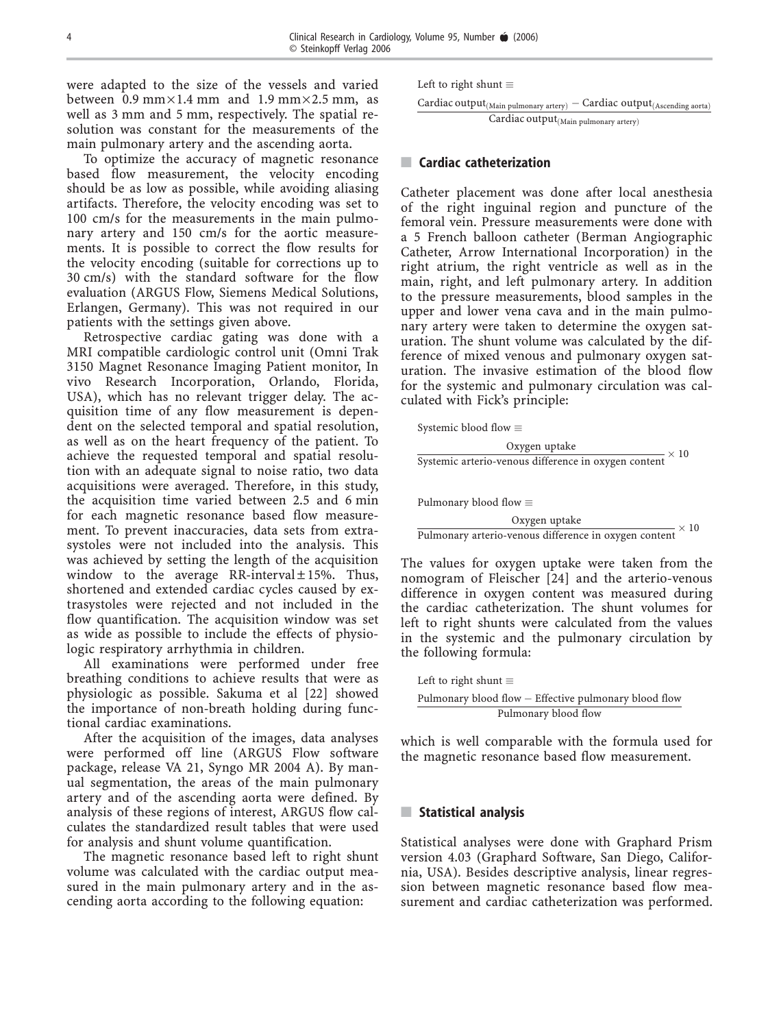were adapted to the size of the vessels and varied between 0.9 mm×1.4 mm and 1.9 mm×2.5 mm, as well as 3 mm and 5 mm, respectively. The spatial resolution was constant for the measurements of the main pulmonary artery and the ascending aorta.

To optimize the accuracy of magnetic resonance based flow measurement, the velocity encoding should be as low as possible, while avoiding aliasing artifacts. Therefore, the velocity encoding was set to 100 cm/s for the measurements in the main pulmonary artery and 150 cm/s for the aortic measurements. It is possible to correct the flow results for the velocity encoding (suitable for corrections up to 30 cm/s) with the standard software for the flow evaluation (ARGUS Flow, Siemens Medical Solutions, Erlangen, Germany). This was not required in our patients with the settings given above.

Retrospective cardiac gating was done with a MRI compatible cardiologic control unit (Omni Trak 3150 Magnet Resonance Imaging Patient monitor, In vivo Research Incorporation, Orlando, Florida, USA), which has no relevant trigger delay. The acquisition time of any flow measurement is dependent on the selected temporal and spatial resolution, as well as on the heart frequency of the patient. To achieve the requested temporal and spatial resolution with an adequate signal to noise ratio, two data acquisitions were averaged. Therefore, in this study, the acquisition time varied between 2.5 and 6 min for each magnetic resonance based flow measurement. To prevent inaccuracies, data sets from extrasystoles were not included into the analysis. This was achieved by setting the length of the acquisition window to the average RR-interval ± 15%. Thus, shortened and extended cardiac cycles caused by extrasystoles were rejected and not included in the flow quantification. The acquisition window was set as wide as possible to include the effects of physiologic respiratory arrhythmia in children.

All examinations were performed under free breathing conditions to achieve results that were as physiologic as possible. Sakuma et al [22] showed the importance of non-breath holding during functional cardiac examinations.

After the acquisition of the images, data analyses were performed off line (ARGUS Flow software package, release VA 21, Syngo MR 2004 A). By manual segmentation, the areas of the main pulmonary artery and of the ascending aorta were defined. By analysis of these regions of interest, ARGUS flow calculates the standardized result tables that were used for analysis and shunt volume quantification.

The magnetic resonance based left to right shunt volume was calculated with the cardiac output measured in the main pulmonary artery and in the ascending aorta according to the following equation:

$$\text{Left to right shunt} \equiv \frac{\text{Cardiac output}_{(\text{Main pulmonary artery})} - \text{Cardiac output}_{(\text{Ascending aorta})}}{\text{Cardiac output}_{(\text{Main pulmonary artery})}}$$

## Cardiac catheterization

Catheter placement was done after local anesthesia of the right inguinal region and puncture of the femoral vein. Pressure measurements were done with a 5 French balloon catheter (Berman Angiographic Catheter, Arrow International Incorporation) in the right atrium, the right ventricle as well as in the main, right, and left pulmonary artery. In addition to the pressure measurements, blood samples in the upper and lower vena cava and in the main pulmonary artery were taken to determine the oxygen saturation. The shunt volume was calculated by the difference of mixed venous and pulmonary oxygen saturation. The invasive estimation of the blood flow for the systemic and pulmonary circulation was calculated with Fick's principle:

$$\text{Systemic blood flow} \equiv \frac{\text{Oxygen uptake}}{\text{Systemic arterio-venous difference in oxygen content}} \times 10$$

$$\text{Pulmonary blood flow} \equiv \frac{\text{Oxygen uptake}}{\text{Pulmonary arterio-venous difference in oxygen content}} \times 10$$

The values for oxygen uptake were taken from the nomogram of Fleischer [24] and the arterio-venous difference in oxygen content was measured during the cardiac catheterization. The shunt volumes for left to right shunts were calculated from the values in the systemic and the pulmonary circulation by the following formula:

$$\text{Left to right shunt} \equiv \frac{\text{Pulmonary blood flow} - \text{Effective pulmonary blood flow}}{\text{Pulmonary blood flow}}$$

which is well comparable with the formula used for the magnetic resonance based flow measurement.

## Statistical analysis

Statistical analyses were done with Graphard Prism version 4.03 (Graphard Software, San Diego, California, USA). Besides descriptive analysis, linear regression between magnetic resonance based flow measurement and cardiac catheterization was performed.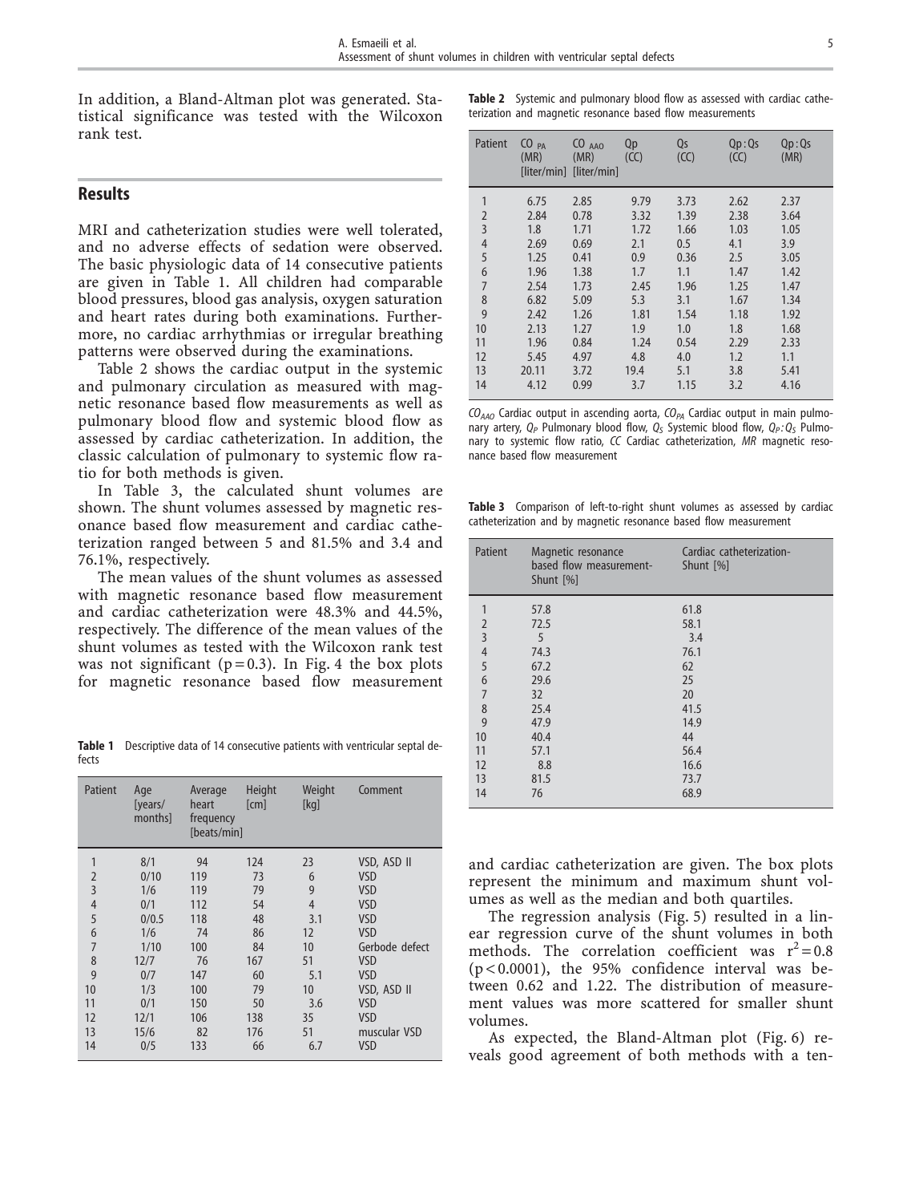In addition, a Bland-Altman plot was generated. Statistical significance was tested with the Wilcoxon rank test.

## Results

MRI and catheterization studies were well tolerated, and no adverse effects of sedation were observed. The basic physiologic data of 14 consecutive patients are given in Table 1. All children had comparable blood pressures, blood gas analysis, oxygen saturation and heart rates during both examinations. Furthermore, no cardiac arrhythmias or irregular breathing patterns were observed during the examinations.

Table 2 shows the cardiac output in the systemic and pulmonary circulation as measured with magnetic resonance based flow measurements as well as pulmonary blood flow and systemic blood flow as assessed by cardiac catheterization. In addition, the classic calculation of pulmonary to systemic flow ratio for both methods is given.

In Table 3, the calculated shunt volumes are shown. The shunt volumes assessed by magnetic resonance based flow measurement and cardiac catheterization ranged between 5 and 81.5% and 3.4 and 76.1%, respectively.

The mean values of the shunt volumes as assessed with magnetic resonance based flow measurement and cardiac catheterization were 48.3% and 44.5%, respectively. The difference of the mean values of the shunt volumes as tested with the Wilcoxon rank test was not significant ($p = 0.3$). In Fig. 4 the box plots for magnetic resonance based flow measurement and cardiac catheterization are given. The box plots represent the minimum and maximum shunt volumes as well as the median and both quartiles.

The regression analysis (Fig. 5) resulted in a linear regression curve of the shunt volumes in both methods. The correlation coefficient was $r^2 = 0.8$ ($p < 0.0001$), the 95% confidence interval was between 0.62 and 1.22. The distribution of measurement values was more scattered for smaller shunt volumes.

As expected, the Bland-Altman plot (Fig. 6) reveals good agreement of both methods with a ten-

**Table 1** Descriptive data of 14 consecutive patients with ventricular septal defects

| Patient | Age [years/ months] | Average heart frequency [beats/min] | Height [cm] | Weight [kg] | Comment |
|---|---|---|---|---|---|
| 1 | 8/1 | 94 | 124 | 23 | VSD, ASD II |
| 2 | 0/10 | 119 | 73 | 6 | VSD |
| 3 | 1/6 | 119 | 79 | 9 | VSD |
| 4 | 0/1 | 112 | 54 | 4 | VSD |
| 5 | 0/0.5 | 118 | 48 | 3.1 | VSD |
| 6 | 1/6 | 74 | 86 | 12 | VSD |
| 7 | 1/10 | 100 | 84 | 10 | Gerbode defect |
| 8 | 12/7 | 76 | 167 | 51 | VSD |
| 9 | 0/7 | 147 | 60 | 5.1 | VSD |
| 10 | 1/3 | 100 | 79 | 10 | VSD, ASD II |
| 11 | 0/1 | 150 | 50 | 3.6 | VSD |
| 12 | 12/1 | 106 | 138 | 35 | VSD |
| 13 | 15/6 | 82 | 176 | 51 | muscular VSD |
| 14 | 0/5 | 133 | 66 | 6.7 | VSD |

**Table 2** Systemic and pulmonary blood flow as assessed with cardiac catheterization and magnetic resonance based flow measurements

| Patient | $CO_{PA}$ (MR) [liter/min] | $CO_{AAO}$ (MR) [liter/min] | Qp (CC) | Qs (CC) | Qp : Qs (CC) | Qp : Qs (MR) |
|---|---|---|---|---|---|---|
| 1 | 6.75 | 2.85 | 9.79 | 3.73 | 2.62 | 2.37 |
| 2 | 2.84 | 0.78 | 3.32 | 1.39 | 2.38 | 3.64 |
| 3 | 1.8 | 1.71 | 1.72 | 1.66 | 1.03 | 1.05 |
| 4 | 2.69 | 0.69 | 2.1 | 0.5 | 4.1 | 3.9 |
| 5 | 1.25 | 0.41 | 0.9 | 0.36 | 2.5 | 3.05 |
| 6 | 1.96 | 1.38 | 1.7 | 1.1 | 1.47 | 1.42 |
| 7 | 2.54 | 1.73 | 2.45 | 1.96 | 1.25 | 1.47 |
| 8 | 6.82 | 5.09 | 5.3 | 3.1 | 1.67 | 1.34 |
| 9 | 2.42 | 1.26 | 1.81 | 1.54 | 1.18 | 1.92 |
| 10 | 2.13 | 1.27 | 1.9 | 1.0 | 1.8 | 1.68 |
| 11 | 1.96 | 0.84 | 1.24 | 0.54 | 2.29 | 2.33 |
| 12 | 5.45 | 4.97 | 4.8 | 4.0 | 1.2 | 1.1 |
| 13 | 20.11 | 3.72 | 19.4 | 5.1 | 3.8 | 5.41 |
| 14 | 4.12 | 0.99 | 3.7 | 1.15 | 3.2 | 4.16 |

$CO_{AAO}$ Cardiac output in ascending aorta, $CO_{PA}$ Cardiac output in main pulmonary artery, $Q_P$ Pulmonary blood flow, $Q_S$ Systemic blood flow, $Q_P$ : $Q_S$ Pulmonary to systemic flow ratio, *CC* Cardiac catheterization, *MR* magnetic resonance based flow measurement

**Table 3** Comparison of left-to-right shunt volumes as assessed by cardiac catheterization and by magnetic resonance based flow measurement

| Patient | Magnetic resonance based flow measurement-Shunt [%] | Cardiac catheterization-Shunt [%] |
|---|---|---|
| 1 | 57.8 | 61.8 |
| 2 | 72.5 | 58.1 |
| 3 | 5 | 3.4 |
| 4 | 74.3 | 76.1 |
| 5 | 67.2 | 62 |
| 6 | 29.6 | 25 |
| 7 | 32 | 20 |
| 8 | 25.4 | 41.5 |
| 9 | 47.9 | 14.9 |
| 10 | 40.4 | 44 |
| 11 | 57.1 | 56.4 |
| 12 | 8.8 | 16.6 |
| 13 | 81.5 | 73.7 |
| 14 | 76 | 68.9 |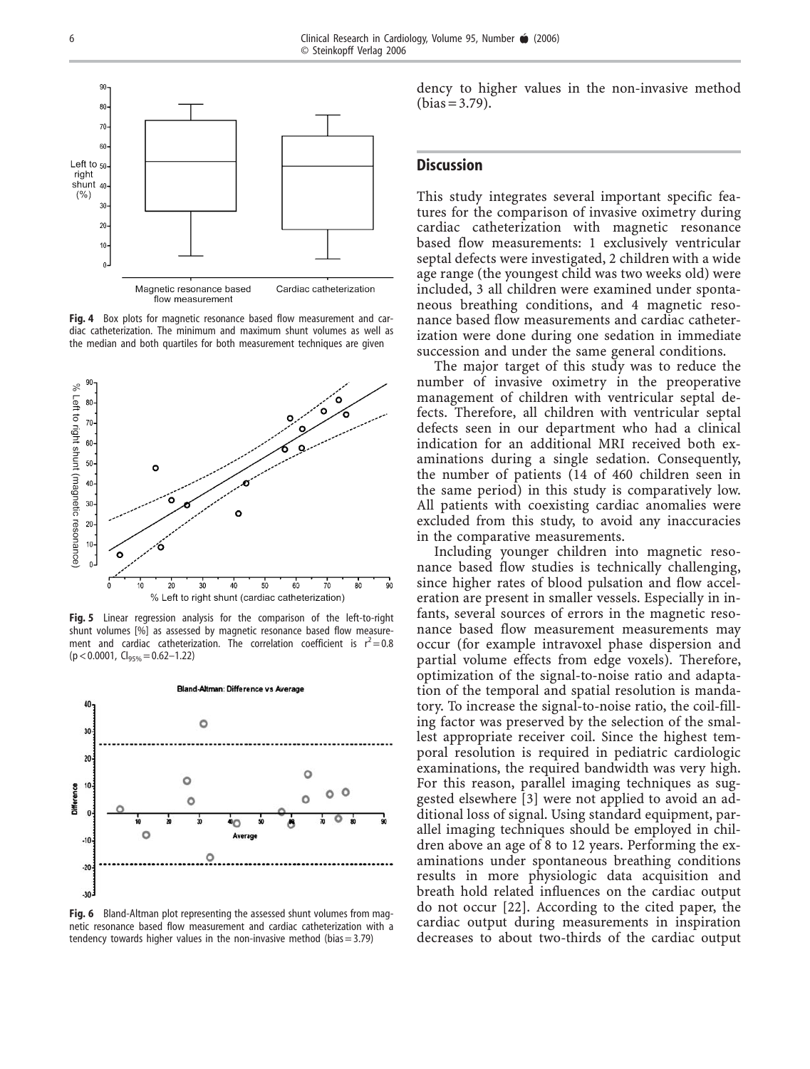**Fig. 4** Box plots for magnetic resonance based flow measurement and cardiac catheterization. The minimum and maximum shunt volumes as well as the median and both quartiles for both measurement techniques are given

**Fig. 5** Linear regression analysis for the comparison of the left-to-right shunt volumes [%] as assessed by magnetic resonance based flow measurement and cardiac catheterization. The correlation coefficient is $r^2 = 0.8$ ($p < 0.0001$, $CI_{95\%} = 0.62–1.22$)

**Fig. 6** Bland-Altman plot representing the assessed shunt volumes from magnetic resonance based flow measurement and cardiac catheterization with a tendency towards higher values in the non-invasive method (bias = 3.79)

dency to higher values in the non-invasive method (bias = 3.79).

## Discussion

This study integrates several important specific features for the comparison of invasive oximetry during cardiac catheterization with magnetic resonance based flow measurements: 1 exclusively ventricular septal defects were investigated, 2 children with a wide age range (the youngest child was two weeks old) were included, 3 all children were examined under spontaneous breathing conditions, and 4 magnetic resonance based flow measurements and cardiac catheterization were done during one sedation in immediate succession and under the same general conditions.

The major target of this study was to reduce the number of invasive oximetry in the preoperative management of children with ventricular septal defects. Therefore, all children with ventricular septal defects seen in our department who had a clinical indication for an additional MRI received both examinations during a single sedation. Consequently, the number of patients (14 of 460 children seen in the same period) in this study is comparatively low. All patients with coexisting cardiac anomalies were excluded from this study, to avoid any inaccuracies in the comparative measurements.

Including younger children into magnetic resonance based flow studies is technically challenging, since higher rates of blood pulsation and flow acceleration are present in smaller vessels. Especially in infants, several sources of errors in the magnetic resonance based flow measurement measurements may occur (for example intravoxel phase dispersion and partial volume effects from edge voxels). Therefore, optimization of the signal-to-noise ratio and adaptation of the temporal and spatial resolution is mandatory. To increase the signal-to-noise ratio, the coil-filling factor was preserved by the selection of the smallest appropriate receiver coil. Since the highest temporal resolution is required in pediatric cardiologic examinations, the required bandwidth was very high. For this reason, parallel imaging techniques as suggested elsewhere [3] were not applied to avoid an additional loss of signal. Using standard equipment, parallel imaging techniques should be employed in children above an age of 8 to 12 years. Performing the examinations under spontaneous breathing conditions results in more physiologic data acquisition and breath hold related influences on the cardiac output do not occur [22]. According to the cited paper, the cardiac output during measurements in inspiration decreases to about two-thirds of the cardiac output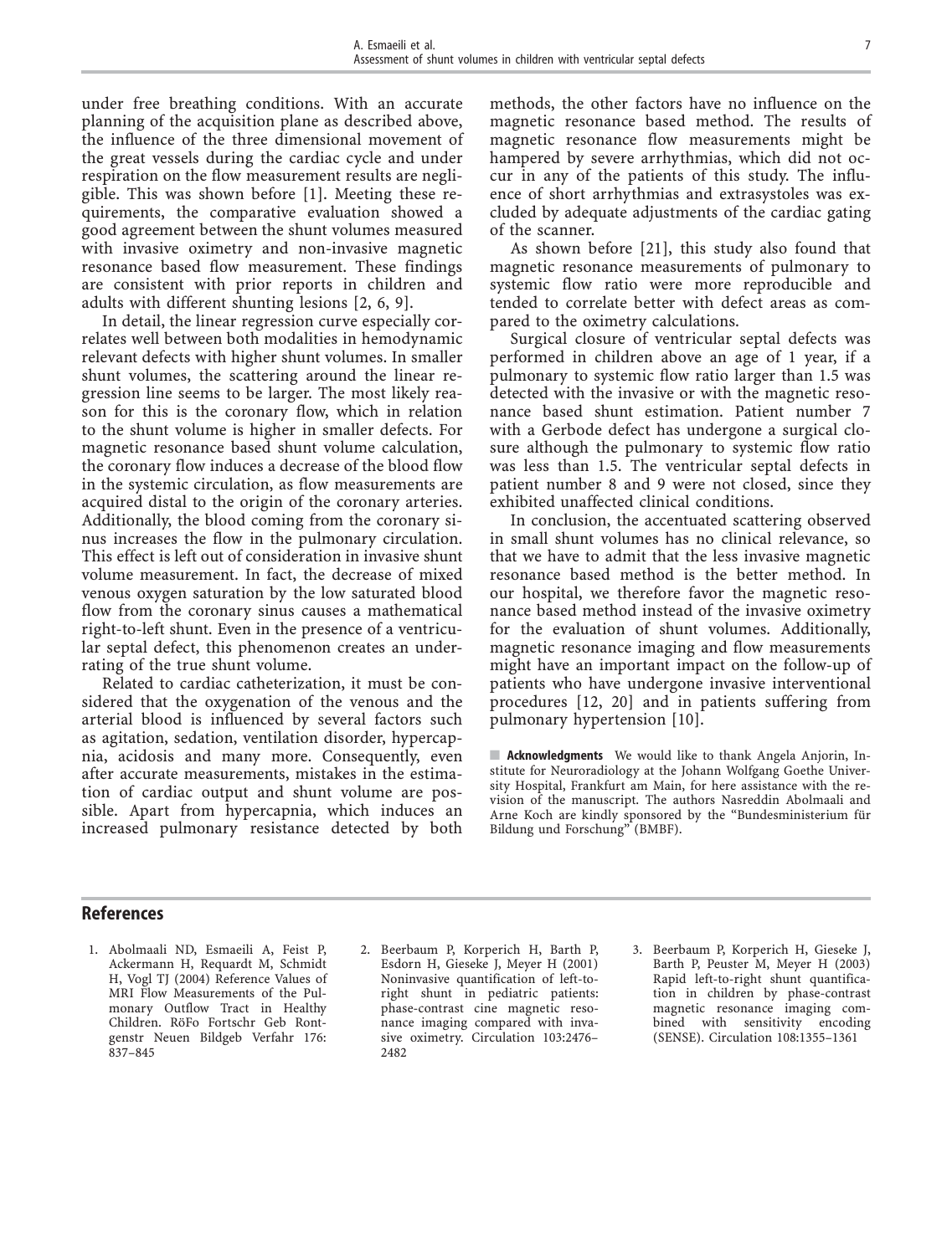under free breathing conditions. With an accurate planning of the acquisition plane as described above, the influence of the three dimensional movement of the great vessels during the cardiac cycle and under respiration on the flow measurement results are negligible. This was shown before [1]. Meeting these requirements, the comparative evaluation showed a good agreement between the shunt volumes measured with invasive oximetry and non-invasive magnetic resonance based flow measurement. These findings are consistent with prior reports in children and adults with different shunting lesions [2, 6, 9].

In detail, the linear regression curve especially correlates well between both modalities in hemodynamic relevant defects with higher shunt volumes. In smaller shunt volumes, the scattering around the linear regression line seems to be larger. The most likely reason for this is the coronary flow, which in relation to the shunt volume is higher in smaller defects. For magnetic resonance based shunt volume calculation, the coronary flow induces a decrease of the blood flow in the systemic circulation, as flow measurements are acquired distal to the origin of the coronary arteries. Additionally, the blood coming from the coronary sinus increases the flow in the pulmonary circulation. This effect is left out of consideration in invasive shunt volume measurement. In fact, the decrease of mixed venous oxygen saturation by the low saturated blood flow from the coronary sinus causes a mathematical right-to-left shunt. Even in the presence of a ventricular septal defect, this phenomenon creates an underrating of the true shunt volume.

Related to cardiac catheterization, it must be considered that the oxygenation of the venous and the arterial blood is influenced by several factors such as agitation, sedation, ventilation disorder, hypercapnia, acidosis and many more. Consequently, even after accurate measurements, mistakes in the estimation of cardiac output and shunt volume are possible. Apart from hypercapnia, which induces an increased pulmonary resistance detected by both methods, the other factors have no influence on the magnetic resonance based method. The results of magnetic resonance flow measurements might be hampered by severe arrhythmias, which did not occur in any of the patients of this study. The influence of short arrhythmias and extrasystoles was excluded by adequate adjustments of the cardiac gating of the scanner.

As shown before [21], this study also found that magnetic resonance measurements of pulmonary to systemic flow ratio were more reproducible and tended to correlate better with defect areas as compared to the oximetry calculations.

Surgical closure of ventricular septal defects was performed in children above an age of 1 year, if a pulmonary to systemic flow ratio larger than 1.5 was detected with the invasive or with the magnetic resonance based shunt estimation. Patient number 7 with a Gerbode defect has undergone a surgical closure although the pulmonary to systemic flow ratio was less than 1.5. The ventricular septal defects in patient number 8 and 9 were not closed, since they exhibited unaffected clinical conditions.

In conclusion, the accentuated scattering observed in small shunt volumes has no clinical relevance, so that we have to admit that the less invasive magnetic resonance based method is the better method. In our hospital, we therefore favor the magnetic resonance based method instead of the invasive oximetry for the evaluation of shunt volumes. Additionally, magnetic resonance imaging and flow measurements might have an important impact on the follow-up of patients who have undergone invasive interventional procedures [12, 20] and in patients suffering from pulmonary hypertension [10].

**Acknowledgments** We would like to thank Angela Anjorin, Institute for Neuroradiology at the Johann Wolfgang Goethe University Hospital, Frankfurt am Main, for here assistance with the revision of the manuscript. The authors Nasreddin Abolmaali and Arne Koch are kindly sponsored by the "Bundesministerium für Bildung und Forschung" (BMBF).

## References

1. Abolmaali ND, Esmaeili A, Feist P, Ackermann H, Requardt M, Schmidt H, Vogl TJ (2004) Reference Values of MRI Flow Measurements of the Pulmonary Outflow Tract in Healthy Children. RöFo Fortschr Geb Rontgenstr Neuen Bildgeb Verfahr 176: 837–845
2. Beerbaum P, Korperich H, Barth P, Esdorn H, Gieseke J, Meyer H (2001) Noninvasive quantification of left-to-right shunt in pediatric patients: phase-contrast cine magnetic resonance imaging compared with invasive oximetry. Circulation 103:2476–2482
3. Beerbaum P, Korperich H, Gieseke J, Barth P, Peuster M, Meyer H (2003) Rapid left-to-right shunt quantification in children by phase-contrast magnetic resonance imaging combined with sensitivity encoding (SENSE). Circulation 108:1355–1361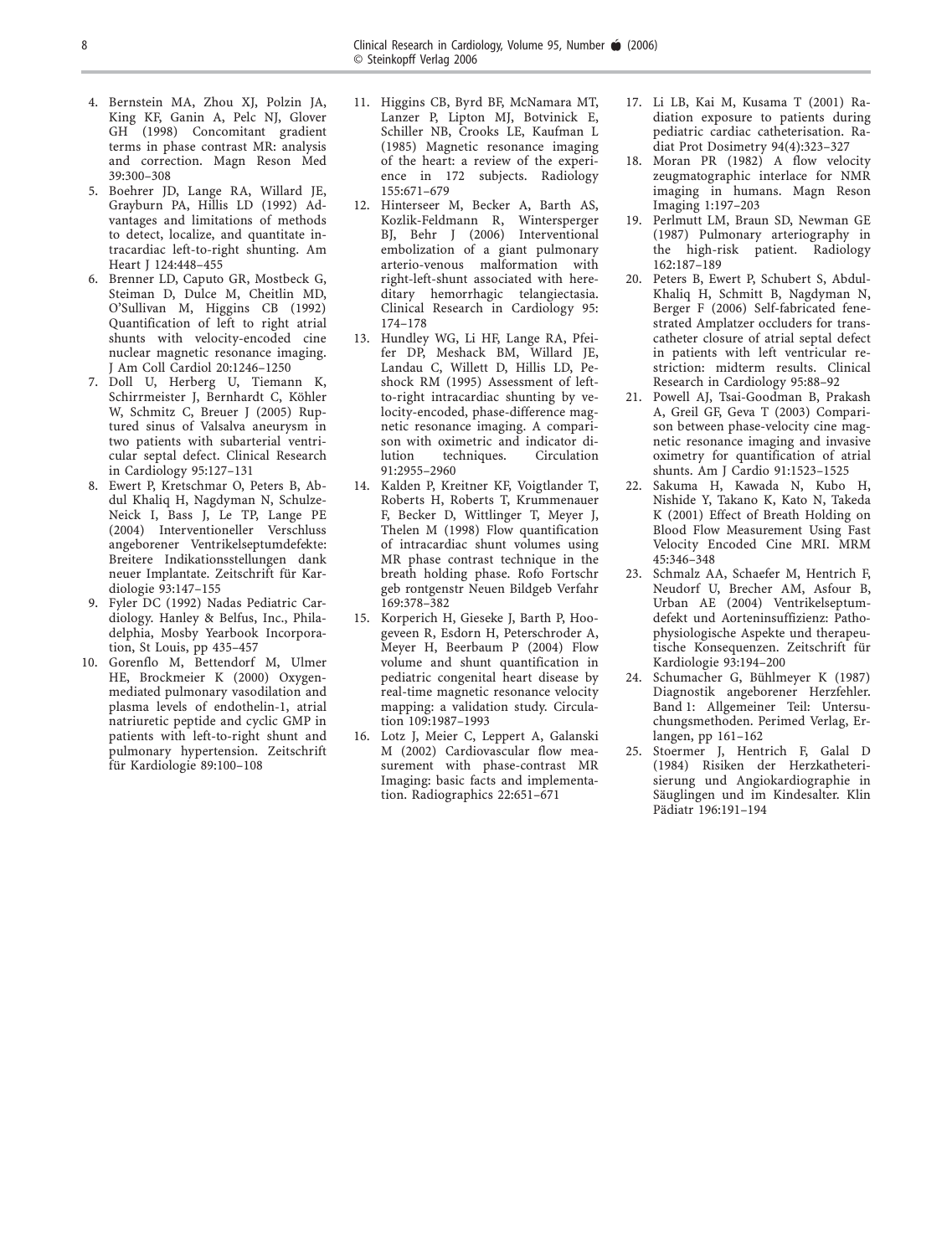4. Bernstein MA, Zhou XJ, Polzin JA, King KF, Ganin A, Pelc NJ, Glover GH (1998) Concomitant gradient terms in phase contrast MR: analysis and correction. Magn Reson Med 39:300–308
5. Boehrer JD, Lange RA, Willard JE, Grayburn PA, Hillis LD (1992) Advantages and limitations of methods to detect, localize, and quantitate intracardiac left-to-right shunting. Am Heart J 124:448–455
6. Brenner LD, Caputo GR, Mostbeck G, Steiman D, Dulce M, Cheitlin MD, O'Sullivan M, Higgins CB (1992) Quantification of left to right atrial shunts with velocity-encoded cine nuclear magnetic resonance imaging. J Am Coll Cardiol 20:1246–1250
7. Doll U, Herberg U, Tiemann K, Schirrmeister J, Bernhardt C, Köhler W, Schmitz C, Breuer J (2005) Ruptured sinus of Valsalva aneurysm in two patients with subarterial ventricular septal defect. Clinical Research in Cardiology 95:127–131
8. Ewert P, Kretschmar O, Peters B, Abdul Khaliq H, Nagdyman N, Schulze-Neick I, Bass J, Le TP, Lange PE (2004) Interventioneller Verschluss angeborener Ventrikelseptumdefekte: Breitere Indikationsstellungen dank neuer Implantate. Zeitschrift für Kardiologie 93:147–155
9. Fyler DC (1992) Nadas Pediatric Cardiology. Hanley & Belfus, Inc., Philadelphia, Mosby Yearbook Incorporation, St Louis, pp 435–457
10. Gorenflo M, Bettendorf M, Ulmer HE, Brockmeier K (2000) Oxygen-mediated pulmonary vasodilation and plasma levels of endothelin-1, atrial natriuretic peptide and cyclic GMP in patients with left-to-right shunt and pulmonary hypertension. Zeitschrift für Kardiologie 89:100–108
11. Higgins CB, Byrd BF, McNamara MT, Lanzer P, Lipton MJ, Botvinick E, Schiller NB, Crooks LE, Kaufman L (1985) Magnetic resonance imaging of the heart: a review of the experience in 172 subjects. Radiology 155:671–679
12. Hinterseer M, Becker A, Barth AS, Kozlik-Feldmann R, Wintersperger BJ, Behr J (2006) Interventional embolization of a giant pulmonary arterio-venous malformation with right-left-shunt associated with hereditary hemorrhagic telangiectasia. Clinical Research in Cardiology 95: 174–178
13. Hundley WG, Li HF, Lange RA, Pfeifer DP, Meshack BM, Willard JE, Landau C, Willett D, Hillis LD, Peshock RM (1995) Assessment of left-to-right intracardiac shunting by velocity-encoded, phase-difference magnetic resonance imaging. A comparison with oximetric and indicator dilution techniques. Circulation 91:2955–2960
14. Kalden P, Kreitner KF, Voigtlander T, Roberts H, Roberts T, Krummenauer F, Becker D, Wittlinger T, Meyer J, Thelen M (1998) Flow quantification of intracardiac shunt volumes using MR phase contrast technique in the breath holding phase. Rofo Fortschr geb rontgenstr Neuen Bildgeb Verfahr 169:378–382
15. Korperich H, Gieseke J, Barth P, Hoogeveen R, Esdorn H, Peterschroder A, Meyer H, Beerbaum P (2004) Flow volume and shunt quantification in pediatric congenital heart disease by real-time magnetic resonance velocity mapping: a validation study. Circulation 109:1987–1993
16. Lotz J, Meier C, Leppert A, Galanski M (2002) Cardiovascular flow measurement with phase-contrast MR Imaging: basic facts and implementation. Radiographics 22:651–671
17. Li LB, Kai M, Kusama T (2001) Radiation exposure to patients during pediatric cardiac catheterisation. Radiat Prot Dosimetry 94(4):323–327
18. Moran PR (1982) A flow velocity zeugmatographic interlace for NMR imaging in humans. Magn Reson Imaging 1:197–203
19. Perlmutt LM, Braun SD, Newman GE (1987) Pulmonary arteriography in the high-risk patient. Radiology 162:187–189
20. Peters B, Ewert P, Schubert S, Abdul-Khaliq H, Schmitt B, Nagdyman N, Berger F (2006) Self-fabricated fenestrated Amplatzer occluders for transcatheter closure of atrial septal defect in patients with left ventricular restriction: midterm results. Clinical Research in Cardiology 95:88–92
21. Powell AJ, Tsai-Goodman B, Prakash A, Greil GF, Geva T (2003) Comparison between phase-velocity cine magnetic resonance imaging and invasive oximetry for quantification of atrial shunts. Am J Cardio 91:1523–1525
22. Sakuma H, Kawada N, Kubo H, Nishide Y, Takano K, Kato N, Takeda K (2001) Effect of Breath Holding on Blood Flow Measurement Using Fast Velocity Encoded Cine MRI. MRM 45:346–348
23. Schmalz AA, Schaefer M, Hentrich F, Neudorf U, Brecher AM, Asfour B, Urban AE (2004) Ventrikelseptumdefekt und Aorteninsuffizienz: Pathophysiologische Aspekte und therapeutische Konsequenzen. Zeitschrift für Kardiologie 93:194–200
24. Schumacher G, Bühlmeyer K (1987) Diagnostik angeborener Herzfehler. Band 1: Allgemeiner Teil: Untersuchungsmethoden. Perimed Verlag, Erlangen, pp 161–162
25. Stoermer J, Hentrich F, Galal D (1984) Risiken der Herzkatheterisierung und Angiokardiographie in Säuglingen und im Kindesalter. Klin Pädiatr 196:191–194